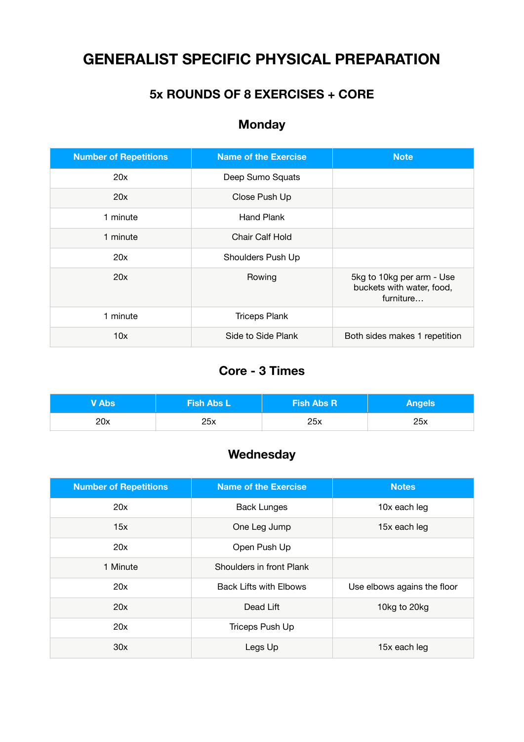# GENERALIST SPECIFIC PHYSICAL PREPARATION

## 5x ROUNDS OF 8 EXERCISES + CORE

### Monday

| Number of Repetitions | Name of the Exercise | Note |
|---|---|---|
| 20x | Deep Sumo Squats | |
| 20x | Close Push Up | |
| 1 minute | Hand Plank | |
| 1 minute | Chair Calf Hold | |
| 20x | Shoulders Push Up | |
| 20x | Rowing | 5kg to 10kg per arm - Use buckets with water, food, furniture… |
| 1 minute | Triceps Plank | |
| 10x | Side to Side Plank | Both sides makes 1 repetition |

### Core - 3 Times

| V Abs | Fish Abs L | Fish Abs R | Angels |
|---|---|---|---|
| 20x | 25x | 25x | 25x |

### Wednesday

| Number of Repetitions | Name of the Exercise | Notes |
|---|---|---|
| 20x | Back Lunges | 10x each leg |
| 15x | One Leg Jump | 15x each leg |
| 20x | Open Push Up | |
| 1 Minute | Shoulders in front Plank | |
| 20x | Back Lifts with Elbows | Use elbows agains the floor |
| 20x | Dead Lift | 10kg to 20kg |
| 20x | Triceps Push Up | |
| 30x | Legs Up | 15x each leg |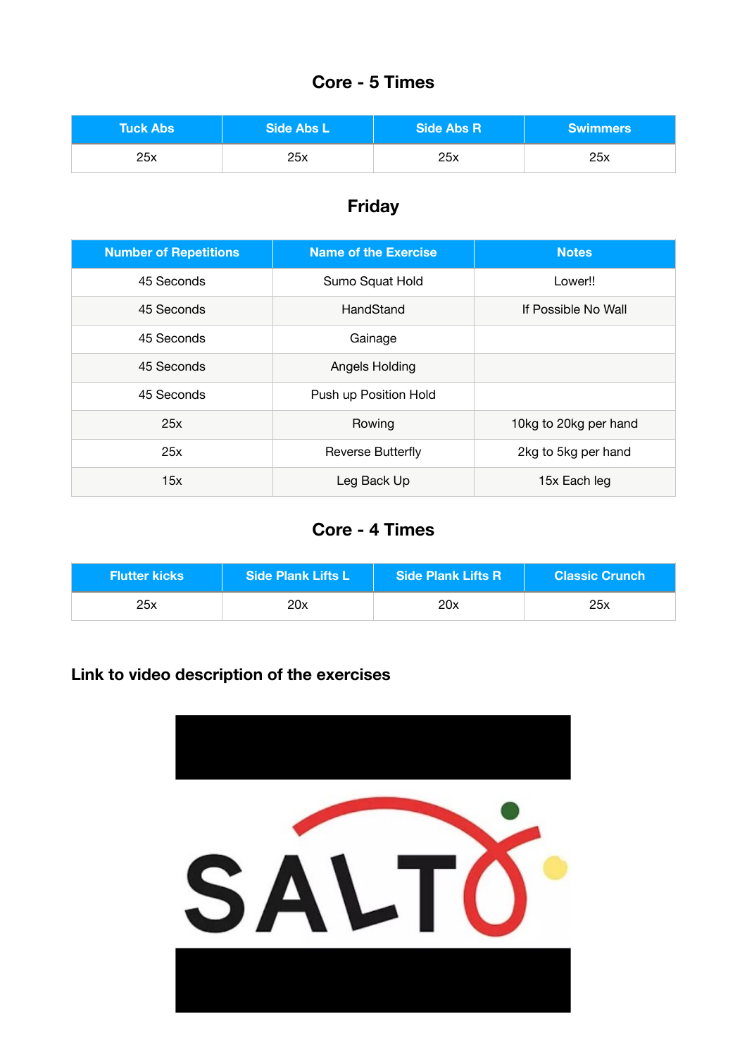## Core - 5 Times

| Tuck Abs | Side Abs L | Side Abs R | Swimmers |
| --- | --- | --- | --- |
| 25x | 25x | 25x | 25x |

## Friday

| Number of Repetitions | Name of the Exercise | Notes |
| --- | --- | --- |
| 45 Seconds | Sumo Squat Hold | Lower!! |
| 45 Seconds | HandStand | If Possible No Wall |
| 45 Seconds | Gainage | |
| 45 Seconds | Angels Holding | |
| 45 Seconds | Push up Position Hold | |
| 25x | Rowing | 10kg to 20kg per hand |
| 25x | Reverse Butterfly | 2kg to 5kg per hand |
| 15x | Leg Back Up | 15x Each leg |

## Core - 4 Times

| Flutter kicks | Side Plank Lifts L | Side Plank Lifts R | Classic Crunch |
| --- | --- | --- | --- |
| 25x | 20x | 20x | 25x |

### Link to video description of the exercises

SALTO